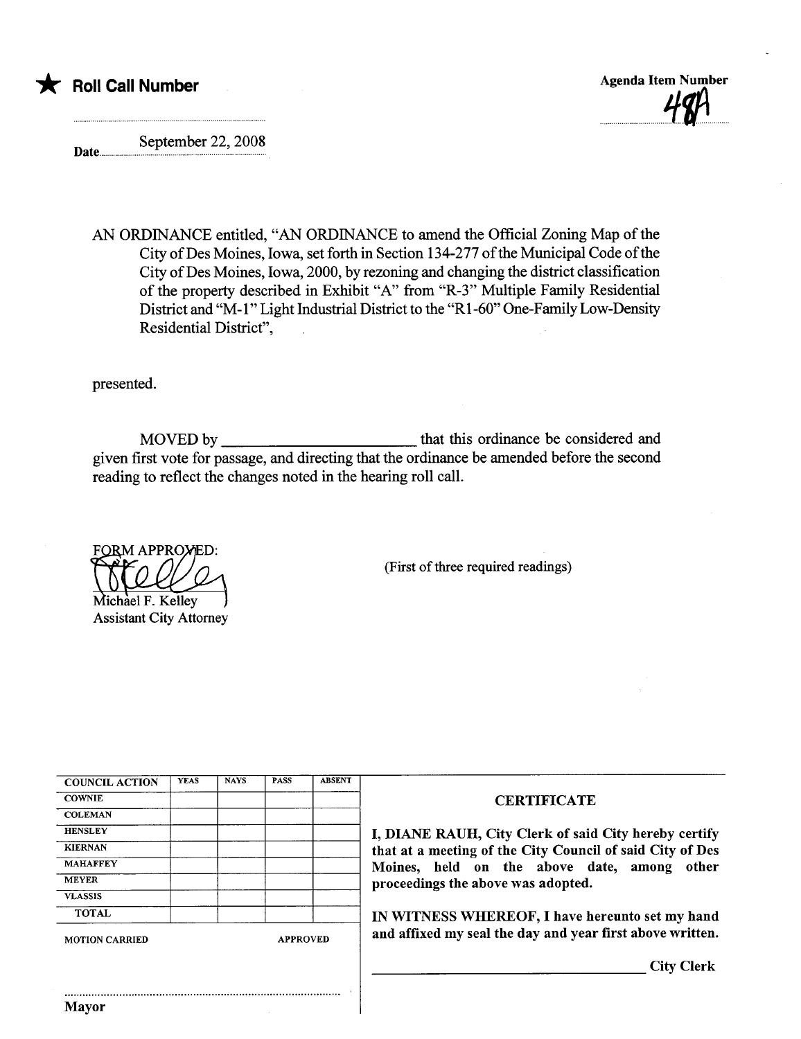★ **Roll Call Number**

**Agenda Item Number**
48A

Date September 22, 2008

AN ORDINANCE entitled, "AN ORDINANCE to amend the Official Zoning Map of the City of Des Moines, Iowa, set forth in Section 134-277 of the Municipal Code of the City of Des Moines, Iowa, 2000, by rezoning and changing the district classification of the property described in Exhibit "A" from "R-3" Multiple Family Residential District and "M-1" Light Industrial District to the "R1-60" One-Family Low-Density Residential District",

presented.

MOVED by ________________________ that this ordinance be considered and given first vote for passage, and directing that the ordinance be amended before the second reading to reflect the changes noted in the hearing roll call.

FORM APPROVED:

Michael F. Kelley
Assistant City Attorney

(First of three required readings)

| COUNCIL ACTION | YEAS | NAYS | PASS | ABSENT |
|---|---|---|---|---|
| COWNIE | | | | |
| COLEMAN | | | | |
| HENSLEY | | | | |
| KIERNAN | | | | |
| MAHAFFEY | | | | |
| MEYER | | | | |
| VLASSIS | | | | |
| TOTAL | | | | |

MOTION CARRIED APPROVED

Mayor

**CERTIFICATE**

**I, DIANE RAUH, City Clerk of said City hereby certify that at a meeting of the City Council of said City of Des Moines, held on the above date, among other proceedings the above was adopted.**

**IN WITNESS WHEREOF, I have hereunto set my hand and affixed my seal the day and year first above written.**

________________________ City Clerk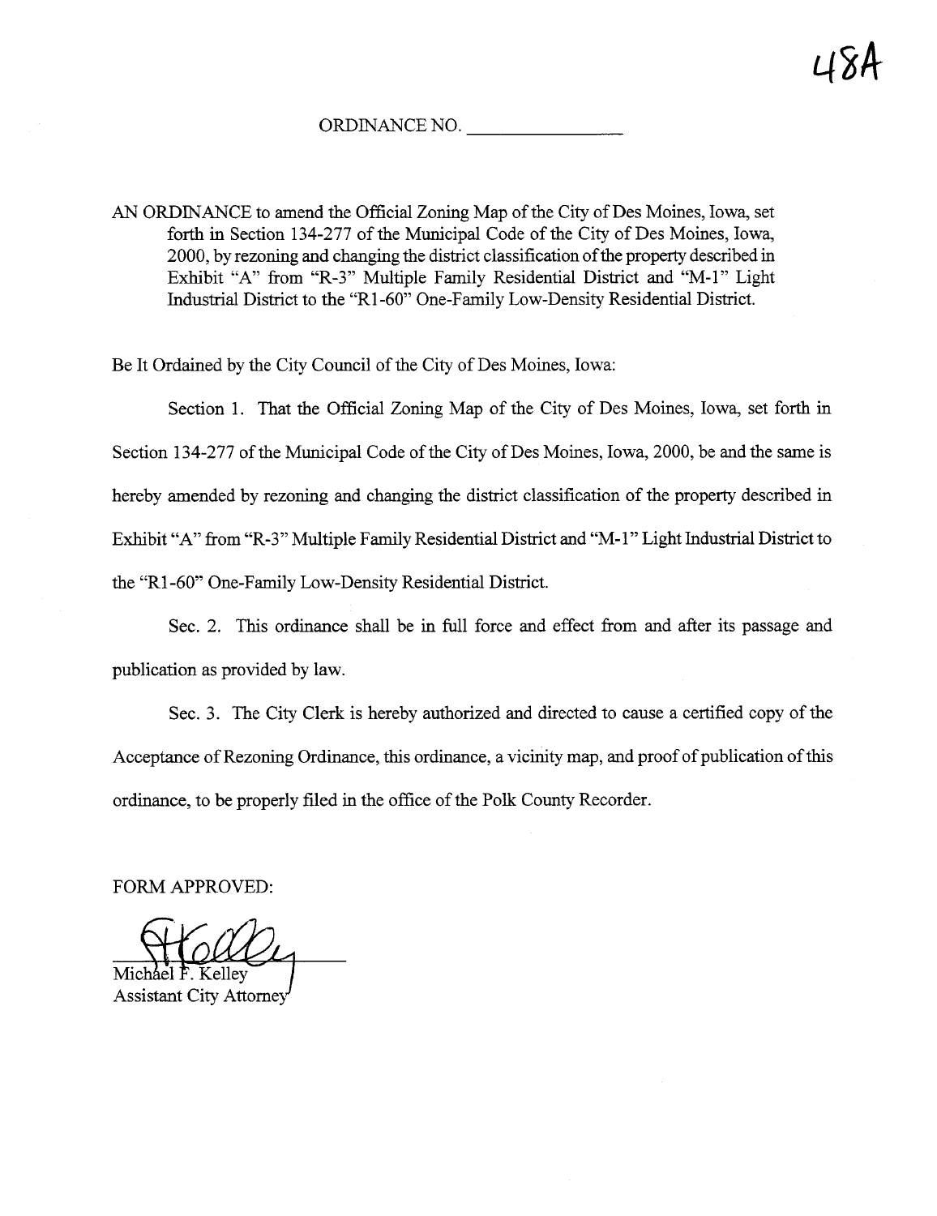48A

ORDINANCE NO. ________________

AN ORDINANCE to amend the Official Zoning Map of the City of Des Moines, Iowa, set forth in Section 134-277 of the Municipal Code of the City of Des Moines, Iowa, 2000, by rezoning and changing the district classification of the property described in Exhibit "A" from "R-3" Multiple Family Residential District and "M-1" Light Industrial District to the "R1-60" One-Family Low-Density Residential District.

Be It Ordained by the City Council of the City of Des Moines, Iowa:

Section 1. That the Official Zoning Map of the City of Des Moines, Iowa, set forth in Section 134-277 of the Municipal Code of the City of Des Moines, Iowa, 2000, be and the same is hereby amended by rezoning and changing the district classification of the property described in Exhibit "A" from "R-3" Multiple Family Residential District and "M-1" Light Industrial District to the "R1-60" One-Family Low-Density Residential District.

Sec. 2. This ordinance shall be in full force and effect from and after its passage and publication as provided by law.

Sec. 3. The City Clerk is hereby authorized and directed to cause a certified copy of the Acceptance of Rezoning Ordinance, this ordinance, a vicinity map, and proof of publication of this ordinance, to be properly filed in the office of the Polk County Recorder.

FORM APPROVED:

Michael F. Kelley
Assistant City Attorney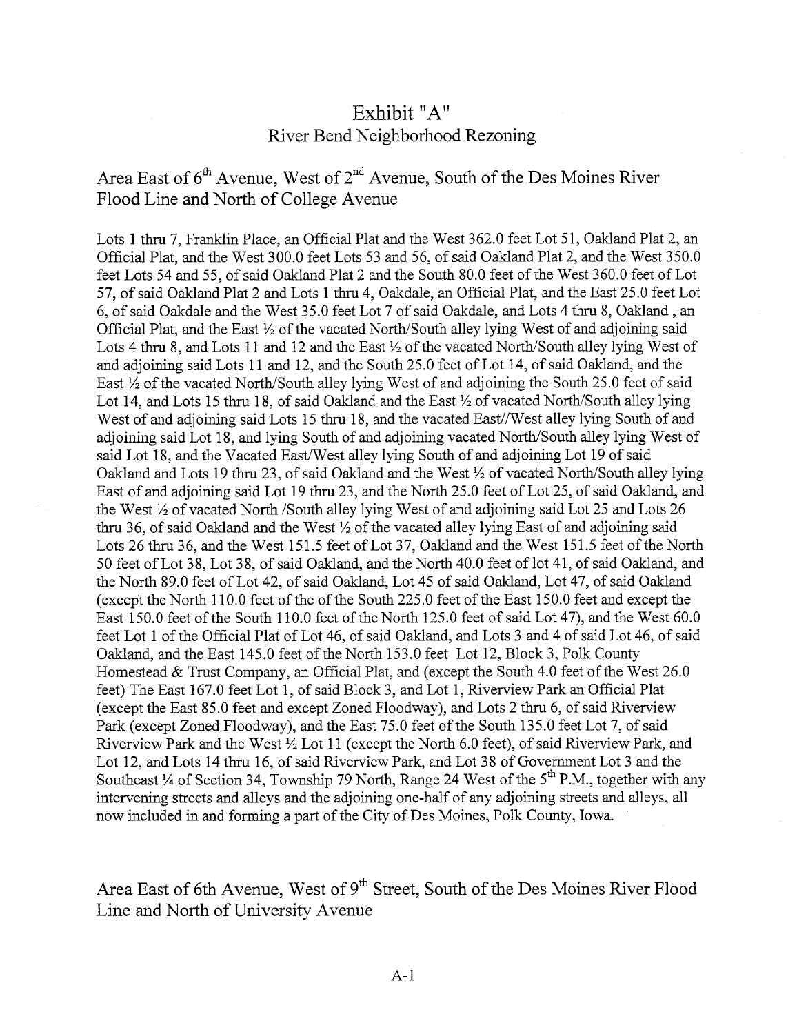# Exhibit "A"

## River Bend Neighborhood Rezoning

## Area East of 6th Avenue, West of 2nd Avenue, South of the Des Moines River Flood Line and North of College Avenue

Lots 1 thru 7, Franklin Place, an Official Plat and the West 362.0 feet Lot 51, Oakland Plat 2, an Official Plat, and the West 300.0 feet Lots 53 and 56, of said Oakland Plat 2, and the West 350.0 feet Lots 54 and 55, of said Oakland Plat 2 and the South 80.0 feet of the West 360.0 feet of Lot 57, of said Oakland Plat 2 and Lots 1 thru 4, Oakdale, an Official Plat, and the East 25.0 feet Lot 6, of said Oakdale and the West 35.0 feet Lot 7 of said Oakdale, and Lots 4 thru 8, Oakland , an Official Plat, and the East ½ of the vacated North/South alley lying West of and adjoining said Lots 4 thru 8, and Lots 11 and 12 and the East ½ of the vacated North/South alley lying West of and adjoining said Lots 11 and 12, and the South 25.0 feet of Lot 14, of said Oakland, and the East ½ of the vacated North/South alley lying West of and adjoining the South 25.0 feet of said Lot 14, and Lots 15 thru 18, of said Oakland and the East ½ of vacated North/South alley lying West of and adjoining said Lots 15 thru 18, and the vacated East//West alley lying South of and adjoining said Lot 18, and lying South of and adjoining vacated North/South alley lying West of said Lot 18, and the Vacated East/West alley lying South of and adjoining Lot 19 of said Oakland and Lots 19 thru 23, of said Oakland and the West ½ of vacated North/South alley lying East of and adjoining said Lot 19 thru 23, and the North 25.0 feet of Lot 25, of said Oakland, and the West ½ of vacated North /South alley lying West of and adjoining said Lot 25 and Lots 26 thru 36, of said Oakland and the West ½ of the vacated alley lying East of and adjoining said Lots 26 thru 36, and the West 151.5 feet of Lot 37, Oakland and the West 151.5 feet of the North 50 feet of Lot 38, Lot 38, of said Oakland, and the North 40.0 feet of lot 41, of said Oakland, and the North 89.0 feet of Lot 42, of said Oakland, Lot 45 of said Oakland, Lot 47, of said Oakland (except the North 110.0 feet of the of the South 225.0 feet of the East 150.0 feet and except the East 150.0 feet of the South 110.0 feet of the North 125.0 feet of said Lot 47), and the West 60.0 feet Lot 1 of the Official Plat of Lot 46, of said Oakland, and Lots 3 and 4 of said Lot 46, of said Oakland, and the East 145.0 feet of the North 153.0 feet Lot 12, Block 3, Polk County Homestead & Trust Company, an Official Plat, and (except the South 4.0 feet of the West 26.0 feet) The East 167.0 feet Lot 1, of said Block 3, and Lot 1, Riverview Park an Official Plat (except the East 85.0 feet and except Zoned Floodway), and Lots 2 thru 6, of said Riverview Park (except Zoned Floodway), and the East 75.0 feet of the South 135.0 feet Lot 7, of said Riverview Park and the West ½ Lot 11 (except the North 6.0 feet), of said Riverview Park, and Lot 12, and Lots 14 thru 16, of said Riverview Park, and Lot 38 of Government Lot 3 and the Southeast ¼ of Section 34, Township 79 North, Range 24 West of the 5th P.M., together with any intervening streets and alleys and the adjoining one-half of any adjoining streets and alleys, all now included in and forming a part of the City of Des Moines, Polk County, Iowa.

## Area East of 6th Avenue, West of 9th Street, South of the Des Moines River Flood Line and North of University Avenue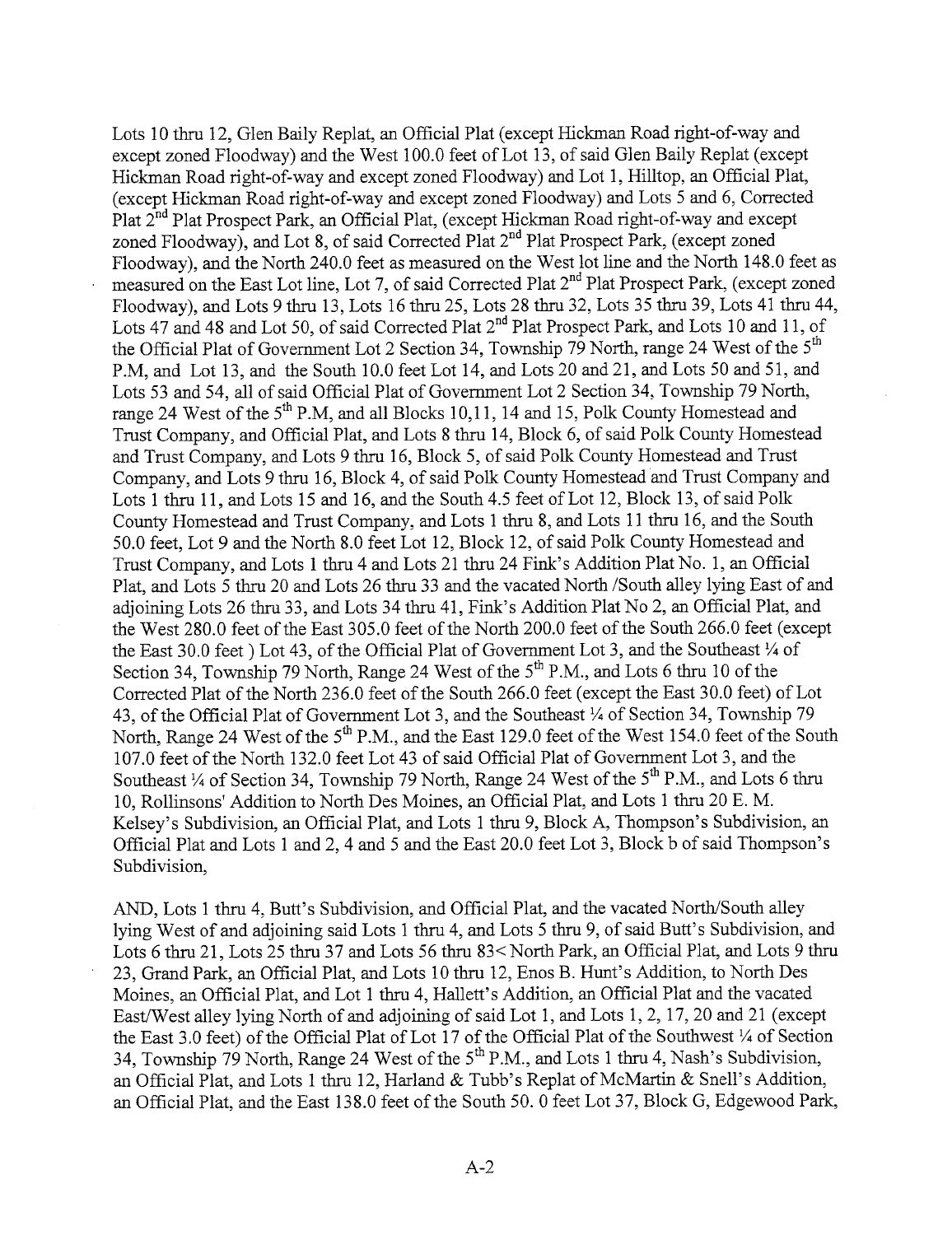Lots 10 thru 12, Glen Baily Replat, an Official Plat (except Hickman Road right-of-way and except zoned Floodway) and the West 100.0 feet of Lot 13, of said Glen Baily Replat (except Hickman Road right-of-way and except zoned Floodway) and Lot 1, Hilltop, an Official Plat, (except Hickman Road right-of-way and except zoned Floodway) and Lots 5 and 6, Corrected Plat 2nd Plat Prospect Park, an Official Plat, (except Hickman Road right-of-way and except zoned Floodway), and Lot 8, of said Corrected Plat 2nd Plat Prospect Park, (except zoned Floodway), and the North 240.0 feet as measured on the West lot line and the North 148.0 feet as measured on the East Lot line, Lot 7, of said Corrected Plat 2nd Plat Prospect Park, (except zoned Floodway), and Lots 9 thru 13, Lots 16 thru 25, Lots 28 thru 32, Lots 35 thru 39, Lots 41 thru 44, Lots 47 and 48 and Lot 50, of said Corrected Plat 2nd Plat Prospect Park, and Lots 10 and 11, of the Official Plat of Government Lot 2 Section 34, Township 79 North, range 24 West of the 5th P.M, and Lot 13, and the South 10.0 feet Lot 14, and Lots 20 and 21, and Lots 50 and 51, and Lots 53 and 54, all of said Official Plat of Government Lot 2 Section 34, Township 79 North, range 24 West of the 5th P.M, and all Blocks 10,11, 14 and 15, Polk County Homestead and Trust Company, and Official Plat, and Lots 8 thru 14, Block 6, of said Polk County Homestead and Trust Company, and Lots 9 thru 16, Block 5, of said Polk County Homestead and Trust Company, and Lots 9 thru 16, Block 4, of said Polk County Homestead and Trust Company and Lots 1 thru 11, and Lots 15 and 16, and the South 4.5 feet of Lot 12, Block 13, of said Polk County Homestead and Trust Company, and Lots 1 thru 8, and Lots 11 thru 16, and the South 50.0 feet, Lot 9 and the North 8.0 feet Lot 12, Block 12, of said Polk County Homestead and Trust Company, and Lots 1 thru 4 and Lots 21 thru 24 Fink's Addition Plat No. 1, an Official Plat, and Lots 5 thru 20 and Lots 26 thru 33 and the vacated North /South alley lying East of and adjoining Lots 26 thru 33, and Lots 34 thru 41, Fink's Addition Plat No 2, an Official Plat, and the West 280.0 feet of the East 305.0 feet of the North 200.0 feet of the South 266.0 feet (except the East 30.0 feet ) Lot 43, of the Official Plat of Government Lot 3, and the Southeast ¼ of Section 34, Township 79 North, Range 24 West of the 5th P.M., and Lots 6 thru 10 of the Corrected Plat of the North 236.0 feet of the South 266.0 feet (except the East 30.0 feet) of Lot 43, of the Official Plat of Government Lot 3, and the Southeast ¼ of Section 34, Township 79 North, Range 24 West of the 5th P.M., and the East 129.0 feet of the West 154.0 feet of the South 107.0 feet of the North 132.0 feet Lot 43 of said Official Plat of Government Lot 3, and the Southeast ¼ of Section 34, Township 79 North, Range 24 West of the 5th P.M., and Lots 6 thru 10, Rollinsons' Addition to North Des Moines, an Official Plat, and Lots 1 thru 20 E. M. Kelsey's Subdivision, an Official Plat, and Lots 1 thru 9, Block A, Thompson's Subdivision, an Official Plat and Lots 1 and 2, 4 and 5 and the East 20.0 feet Lot 3, Block b of said Thompson's Subdivision,

AND, Lots 1 thru 4, Butt's Subdivision, and Official Plat, and the vacated North/South alley lying West of and adjoining said Lots 1 thru 4, and Lots 5 thru 9, of said Butt's Subdivision, and Lots 6 thru 21, Lots 25 thru 37 and Lots 56 thru 83< North Park, an Official Plat, and Lots 9 thru 23, Grand Park, an Official Plat, and Lots 10 thru 12, Enos B. Hunt's Addition, to North Des Moines, an Official Plat, and Lot 1 thru 4, Hallett's Addition, an Official Plat and the vacated East/West alley lying North of and adjoining of said Lot 1, and Lots 1, 2, 17, 20 and 21 (except the East 3.0 feet) of the Official Plat of Lot 17 of the Official Plat of the Southwest ¼ of Section 34, Township 79 North, Range 24 West of the 5th P.M., and Lots 1 thru 4, Nash's Subdivision, an Official Plat, and Lots 1 thru 12, Harland & Tubb's Replat of McMartin & Snell's Addition, an Official Plat, and the East 138.0 feet of the South 50. 0 feet Lot 37, Block G, Edgewood Park,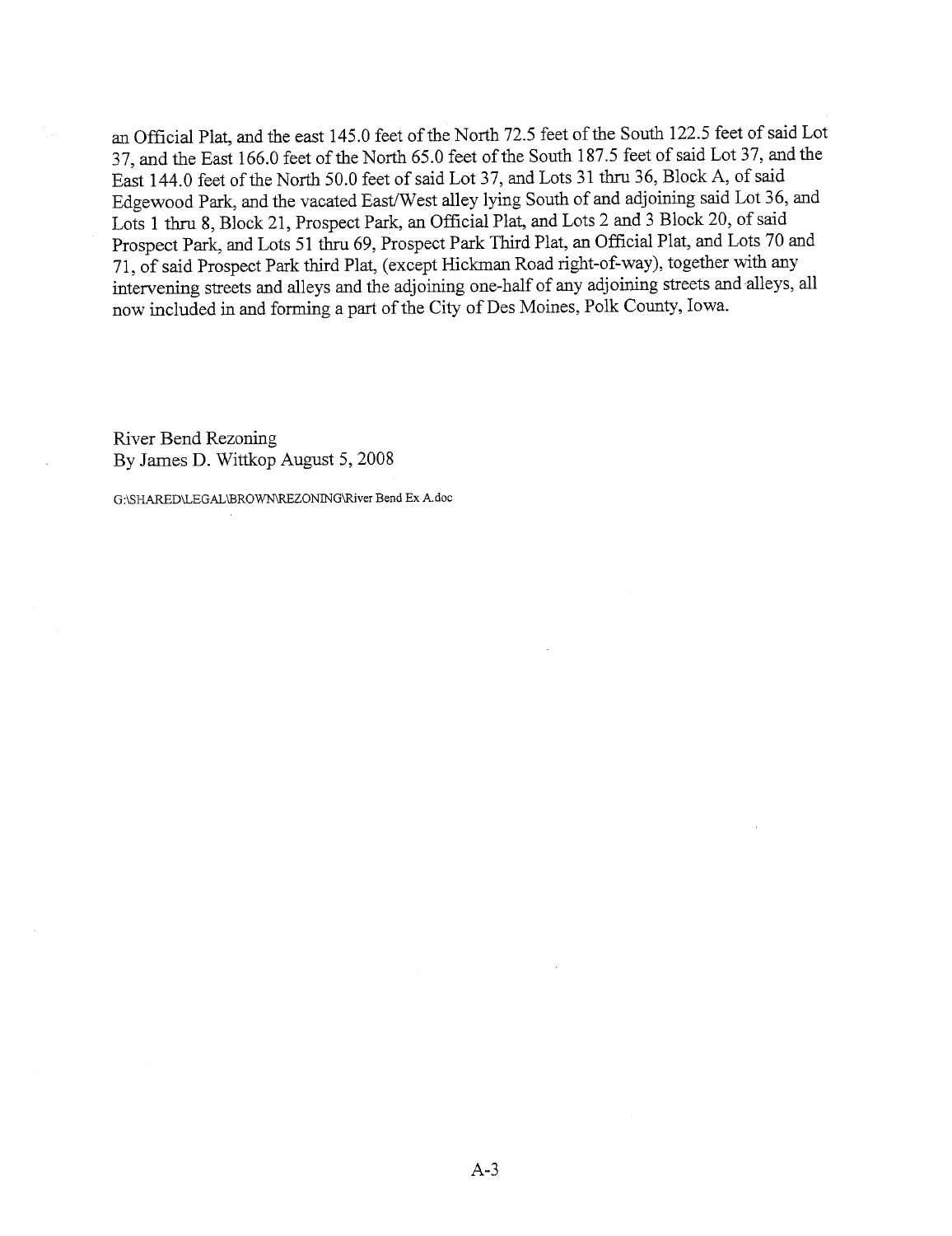an Official Plat, and the east 145.0 feet of the North 72.5 feet of the South 122.5 feet of said Lot 37, and the East 166.0 feet of the North 65.0 feet of the South 187.5 feet of said Lot 37, and the East 144.0 feet of the North 50.0 feet of said Lot 37, and Lots 31 thru 36, Block A, of said Edgewood Park, and the vacated East/West alley lying South of and adjoining said Lot 36, and Lots 1 thru 8, Block 21, Prospect Park, an Official Plat, and Lots 2 and 3 Block 20, of said Prospect Park, and Lots 51 thru 69, Prospect Park Third Plat, an Official Plat, and Lots 70 and 71, of said Prospect Park third Plat, (except Hickman Road right-of-way), together with any intervening streets and alleys and the adjoining one-half of any adjoining streets and alleys, all now included in and forming a part of the City of Des Moines, Polk County, Iowa.

River Bend Rezoning
By James D. Wittkop August 5, 2008

G:\SHARED\LEGAL\BROWN\REZONING\River Bend Ex A.doc

A-3